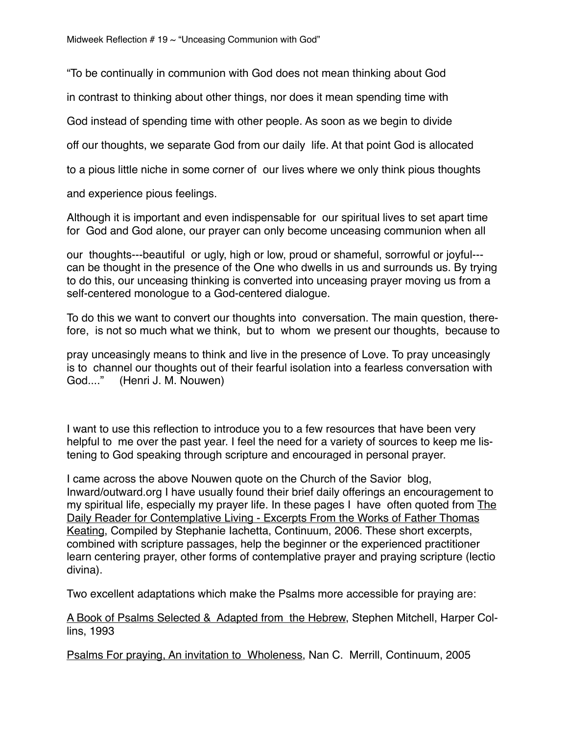# Midweek Reflection # 19 ~ "Unceasing Communion with God"

"To be continually in communion with God does not mean thinking about God in contrast to thinking about other things, nor does it mean spending time with God instead of spending time with other people. As soon as we begin to divide off our thoughts, we separate God from our daily life. At that point God is allocated to a pious little niche in some corner of our lives where we only think pious thoughts and experience pious feelings.

Although it is important and even indispensable for our spiritual lives to set apart time for God and God alone, our prayer can only become unceasing communion when all our thoughts---beautiful or ugly, high or low, proud or shameful, sorrowful or joyful---can be thought in the presence of the One who dwells in us and surrounds us. By trying to do this, our unceasing thinking is converted into unceasing prayer moving us from a self-centered monologue to a God-centered dialogue.

To do this we want to convert our thoughts into conversation. The main question, therefore, is not so much what we think, but to whom we present our thoughts, because to pray unceasingly means to think and live in the presence of Love. To pray unceasingly is to channel our thoughts out of their fearful isolation into a fearless conversation with God...." (Henri J. M. Nouwen)

I want to use this reflection to introduce you to a few resources that have been very helpful to me over the past year. I feel the need for a variety of sources to keep me listening to God speaking through scripture and encouraged in personal prayer.

I came across the above Nouwen quote on the Church of the Savior blog, Inward/outward.org I have usually found their brief daily offerings an encouragement to my spiritual life, especially my prayer life. In these pages I have often quoted from The Daily Reader for Contemplative Living - Excerpts From the Works of Father Thomas Keating, Compiled by Stephanie Iachetta, Continuum, 2006. These short excerpts, combined with scripture passages, help the beginner or the experienced practitioner learn centering prayer, other forms of contemplative prayer and praying scripture (lectio divina).

Two excellent adaptations which make the Psalms more accessible for praying are:

A Book of Psalms Selected & Adapted from the Hebrew, Stephen Mitchell, Harper Collins, 1993

Psalms For praying, An invitation to Wholeness, Nan C. Merrill, Continuum, 2005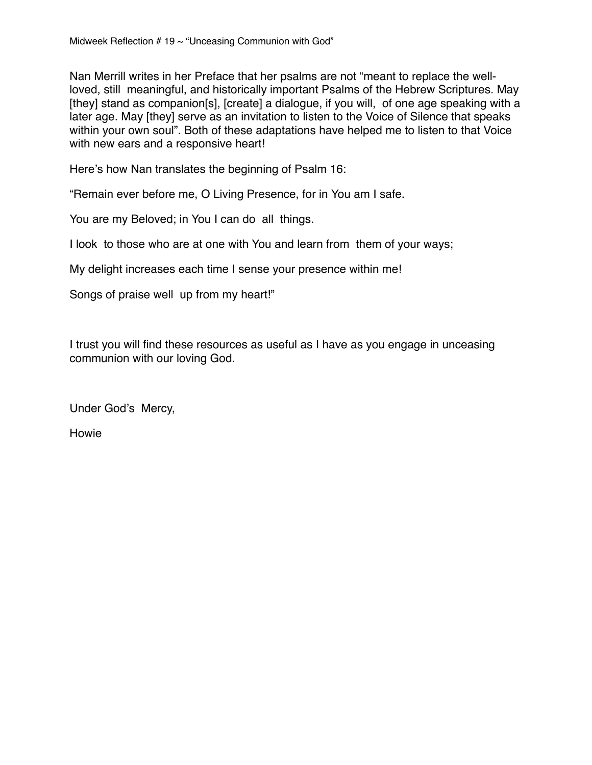Nan Merrill writes in her Preface that her psalms are not "meant to replace the well-loved, still meaningful, and historically important Psalms of the Hebrew Scriptures. May [they] stand as companion[s], [create] a dialogue, if you will, of one age speaking with a later age. May [they] serve as an invitation to listen to the Voice of Silence that speaks within your own soul". Both of these adaptations have helped me to listen to that Voice with new ears and a responsive heart!

Here's how Nan translates the beginning of Psalm 16:

"Remain ever before me, O Living Presence, for in You am I safe.

You are my Beloved; in You I can do all things.

I look to those who are at one with You and learn from them of your ways;

My delight increases each time I sense your presence within me!

Songs of praise well up from my heart!"

I trust you will find these resources as useful as I have as you engage in unceasing communion with our loving God.

Under God's Mercy,

Howie